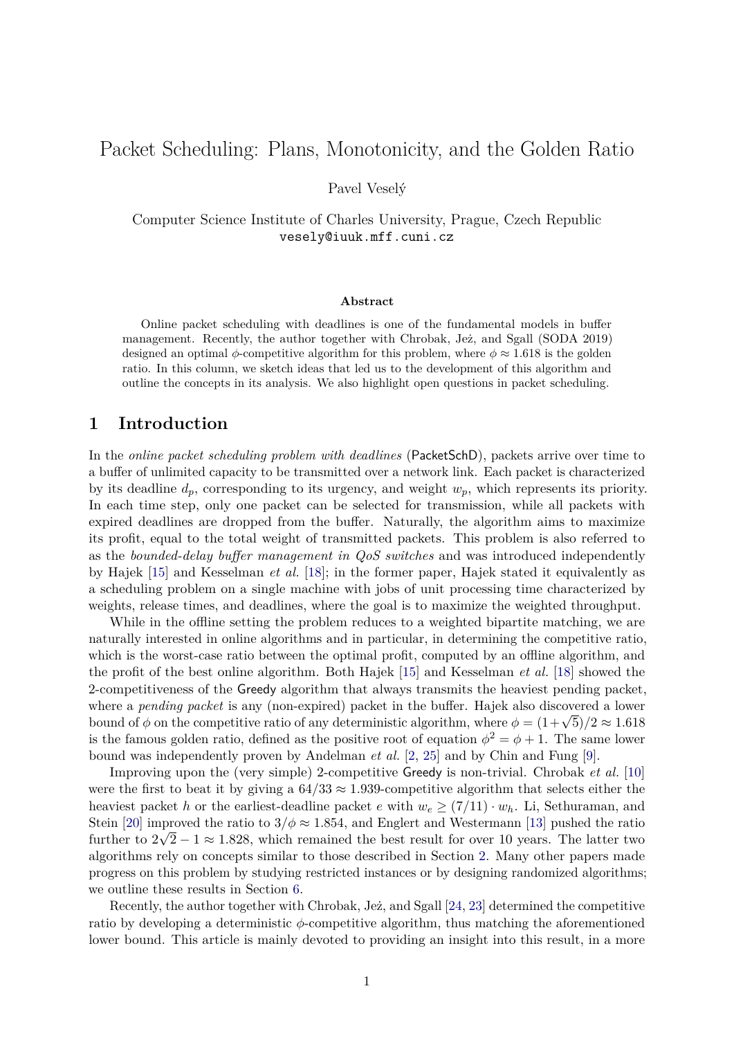# Packet Scheduling: Plans, Monotonicity, and the Golden Ratio

Pavel Veselý

Computer Science Institute of Charles University, Prague, Czech Republic
vesely@iuuk.mff.cuni.cz

**Abstract**

Online packet scheduling with deadlines is one of the fundamental models in buffer management. Recently, the author together with Chrobak, Jeż, and Sgall (SODA 2019) designed an optimal $\phi$-competitive algorithm for this problem, where $\phi \approx 1.618$ is the golden ratio. In this column, we sketch ideas that led us to the development of this algorithm and outline the concepts in its analysis. We also highlight open questions in packet scheduling.

## 1 Introduction

In the *online packet scheduling problem with deadlines* (PacketSchD), packets arrive over time to a buffer of unlimited capacity to be transmitted over a network link. Each packet is characterized by its deadline $d_p$, corresponding to its urgency, and weight $w_p$, which represents its priority. In each time step, only one packet can be selected for transmission, while all packets with expired deadlines are dropped from the buffer. Naturally, the algorithm aims to maximize its profit, equal to the total weight of transmitted packets. This problem is also referred to as the *bounded-delay buffer management in QoS switches* and was introduced independently by Hajek [15] and Kesselman *et al.* [18]; in the former paper, Hajek stated it equivalently as a scheduling problem on a single machine with jobs of unit processing time characterized by weights, release times, and deadlines, where the goal is to maximize the weighted throughput.

While in the offline setting the problem reduces to a weighted bipartite matching, we are naturally interested in online algorithms and in particular, in determining the competitive ratio, which is the worst-case ratio between the optimal profit, computed by an offline algorithm, and the profit of the best online algorithm. Both Hajek [15] and Kesselman *et al.* [18] showed the 2-competitiveness of the Greedy algorithm that always transmits the heaviest pending packet, where a *pending packet* is any (non-expired) packet in the buffer. Hajek also discovered a lower bound of $\phi$ on the competitive ratio of any deterministic algorithm, where $\phi = (1+\sqrt{5})/2 \approx 1.618$ is the famous golden ratio, defined as the positive root of equation $\phi^2 = \phi + 1$. The same lower bound was independently proven by Andelman *et al.* [2, 25] and by Chin and Fung [9].

Improving upon the (very simple) 2-competitive Greedy is non-trivial. Chrobak *et al.* [10] were the first to beat it by giving a $64/33 \approx 1.939$-competitive algorithm that selects either the heaviest packet $h$ or the earliest-deadline packet $e$ with $w_e \geq (7/11) \cdot w_h$. Li, Sethuraman, and Stein [20] improved the ratio to $3/\phi \approx 1.854$, and Englert and Westermann [13] pushed the ratio further to $2\sqrt{2} - 1 \approx 1.828$, which remained the best result for over 10 years. The latter two algorithms rely on concepts similar to those described in Section 2. Many other papers made progress on this problem by studying restricted instances or by designing randomized algorithms; we outline these results in Section 6.

Recently, the author together with Chrobak, Jeż, and Sgall [24, 23] determined the competitive ratio by developing a deterministic $\phi$-competitive algorithm, thus matching the aforementioned lower bound. This article is mainly devoted to providing an insight into this result, in a more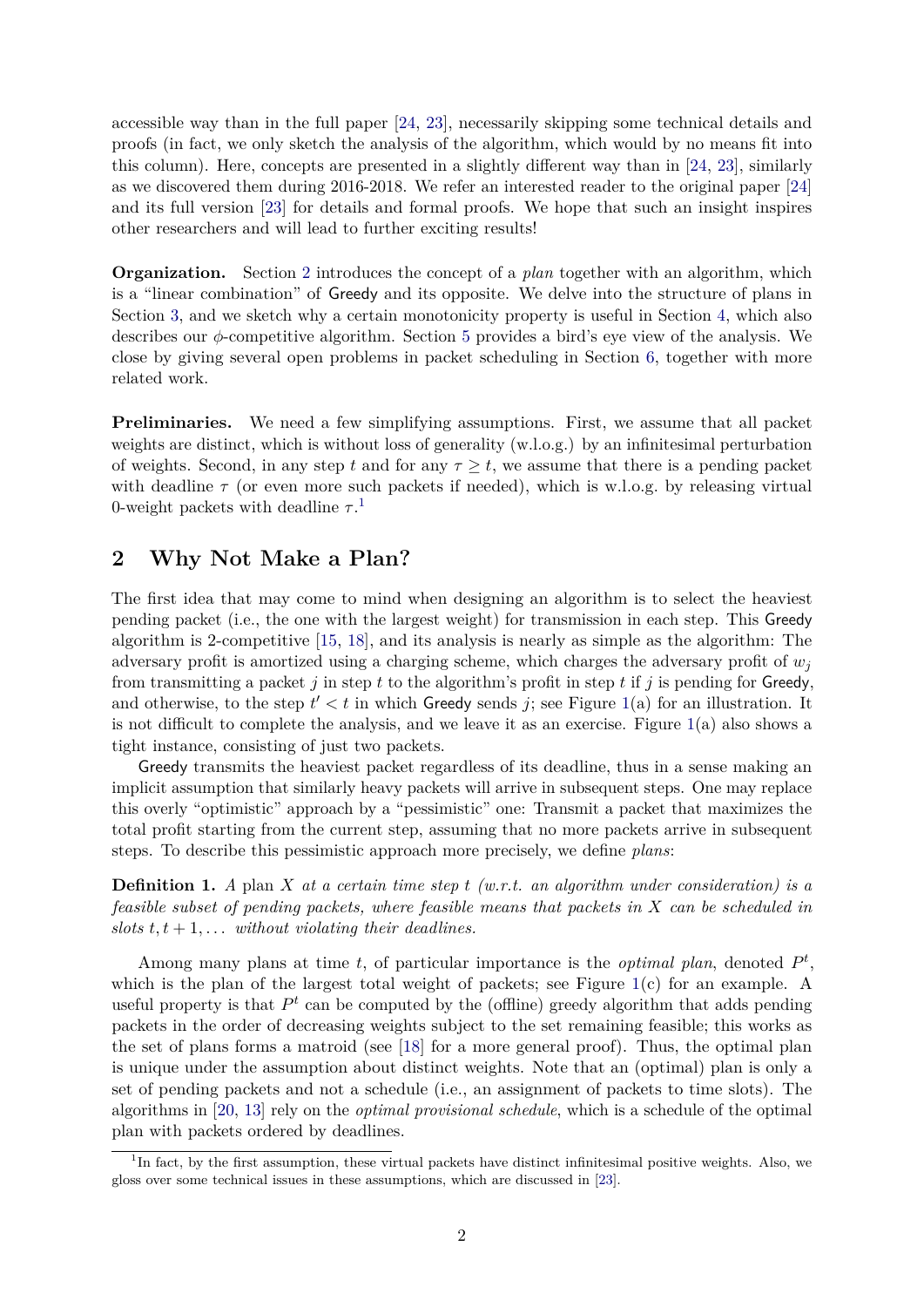accessible way than in the full paper [24, 23], necessarily skipping some technical details and proofs (in fact, we only sketch the analysis of the algorithm, which would by no means fit into this column). Here, concepts are presented in a slightly different way than in [24, 23], similarly as we discovered them during 2016-2018. We refer an interested reader to the original paper [24] and its full version [23] for details and formal proofs. We hope that such an insight inspires other researchers and will lead to further exciting results!

**Organization.** Section 2 introduces the concept of a *plan* together with an algorithm, which is a "linear combination" of Greedy and its opposite. We delve into the structure of plans in Section 3, and we sketch why a certain monotonicity property is useful in Section 4, which also describes our $\phi$-competitive algorithm. Section 5 provides a bird's eye view of the analysis. We close by giving several open problems in packet scheduling in Section 6, together with more related work.

**Preliminaries.** We need a few simplifying assumptions. First, we assume that all packet weights are distinct, which is without loss of generality (w.l.o.g.) by an infinitesimal perturbation of weights. Second, in any step $t$ and for any $\tau \geq t$, we assume that there is a pending packet with deadline $\tau$ (or even more such packets if needed), which is w.l.o.g. by releasing virtual 0-weight packets with deadline $\tau$.[1]

## 2 Why Not Make a Plan?

The first idea that may come to mind when designing an algorithm is to select the heaviest pending packet (i.e., the one with the largest weight) for transmission in each step. This Greedy algorithm is 2-competitive [15, 18], and its analysis is nearly as simple as the algorithm: The adversary profit is amortized using a charging scheme, which charges the adversary profit of $w_j$ from transmitting a packet $j$ in step $t$ to the algorithm's profit in step $t$ if $j$ is pending for Greedy, and otherwise, to the step $t' < t$ in which Greedy sends $j$; see Figure 1(a) for an illustration. It is not difficult to complete the analysis, and we leave it as an exercise. Figure 1(a) also shows a tight instance, consisting of just two packets.

Greedy transmits the heaviest packet regardless of its deadline, thus in a sense making an implicit assumption that similarly heavy packets will arrive in subsequent steps. One may replace this overly "optimistic" approach by a "pessimistic" one: Transmit a packet that maximizes the total profit starting from the current step, assuming that no more packets arrive in subsequent steps. To describe this pessimistic approach more precisely, we define *plans*:

**Definition 1.** *A* plan $X$ *at a certain time step* $t$ *(w.r.t. an algorithm under consideration) is a feasible subset of pending packets, where feasible means that packets in* $X$ *can be scheduled in slots* $t, t+1, \ldots$ *without violating their deadlines.*

Among many plans at time $t$, of particular importance is the *optimal plan*, denoted $P^t$, which is the plan of the largest total weight of packets; see Figure 1(c) for an example. A useful property is that $P^t$ can be computed by the (offline) greedy algorithm that adds pending packets in the order of decreasing weights subject to the set remaining feasible; this works as the set of plans forms a matroid (see [18] for a more general proof). Thus, the optimal plan is unique under the assumption about distinct weights. Note that an (optimal) plan is only a set of pending packets and not a schedule (i.e., an assignment of packets to time slots). The algorithms in [20, 13] rely on the *optimal provisional schedule*, which is a schedule of the optimal plan with packets ordered by deadlines.

[1] In fact, by the first assumption, these virtual packets have distinct infinitesimal positive weights. Also, we gloss over some technical issues in these assumptions, which are discussed in [23].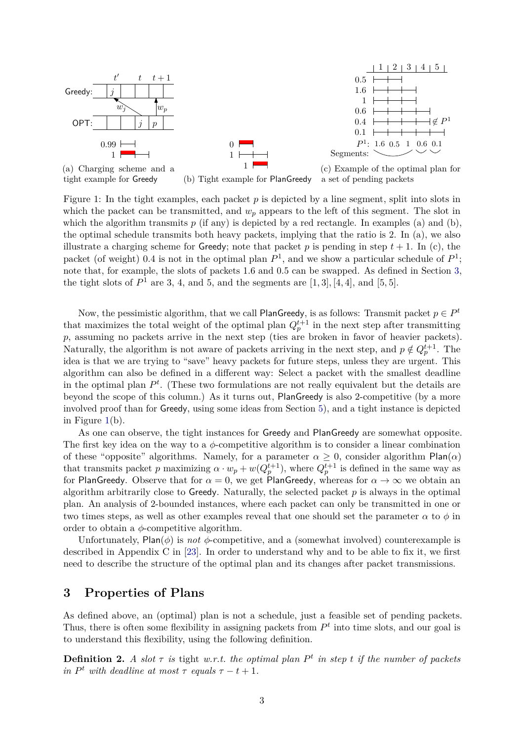(a) Charging scheme and a tight example for Greedy

(b) Tight example for PlanGreedy

(c) Example of the optimal plan for a set of pending packets

Figure 1: In the tight examples, each packet $p$ is depicted by a line segment, split into slots in which the packet can be transmitted, and $w_p$ appears to the left of this segment. The slot in which the algorithm transmits $p$ (if any) is depicted by a red rectangle. In examples (a) and (b), the optimal schedule transmits both heavy packets, implying that the ratio is 2. In (a), we also illustrate a charging scheme for Greedy; note that packet $p$ is pending in step $t+1$. In (c), the packet (of weight) 0.4 is not in the optimal plan $P^1$, and we show a particular schedule of $P^1$; note that, for example, the slots of packets 1.6 and 0.5 can be swapped. As defined in Section 3, the tight slots of $P^1$ are 3, 4, and 5, and the segments are $[1,3]$, $[4,4]$, and $[5,5]$.

Now, the pessimistic algorithm, that we call PlanGreedy, is as follows: Transmit packet $p \in P^t$ that maximizes the total weight of the optimal plan $Q_p^{t+1}$ in the next step after transmitting $p$, assuming no packets arrive in the next step (ties are broken in favor of heavier packets). Naturally, the algorithm is not aware of packets arriving in the next step, and $p \notin Q_p^{t+1}$. The idea is that we are trying to "save" heavy packets for future steps, unless they are urgent. This algorithm can also be defined in a different way: Select a packet with the smallest deadline in the optimal plan $P^t$. (These two formulations are not really equivalent but the details are beyond the scope of this column.) As it turns out, PlanGreedy is also 2-competitive (by a more involved proof than for Greedy, using some ideas from Section 5), and a tight instance is depicted in Figure 1(b).

As one can observe, the tight instances for Greedy and PlanGreedy are somewhat opposite. The first key idea on the way to a $\phi$-competitive algorithm is to consider a linear combination of these "opposite" algorithms. Namely, for a parameter $\alpha \geq 0$, consider algorithm Plan($\alpha$) that transmits packet $p$ maximizing $\alpha \cdot w_p + w(Q_p^{t+1})$, where $Q_p^{t+1}$ is defined in the same way as for PlanGreedy. Observe that for $\alpha = 0$, we get PlanGreedy, whereas for $\alpha \to \infty$ we obtain an algorithm arbitrarily close to Greedy. Naturally, the selected packet $p$ is always in the optimal plan. An analysis of 2-bounded instances, where each packet can only be transmitted in one or two times steps, as well as other examples reveal that one should set the parameter $\alpha$ to $\phi$ in order to obtain a $\phi$-competitive algorithm.

Unfortunately, Plan($\phi$) is *not* $\phi$-competitive, and a (somewhat involved) counterexample is described in Appendix C in [23]. In order to understand why and to be able to fix it, we first need to describe the structure of the optimal plan and its changes after packet transmissions.

## 3 Properties of Plans

As defined above, an (optimal) plan is not a schedule, just a feasible set of pending packets. Thus, there is often some flexibility in assigning packets from $P^t$ into time slots, and our goal is to understand this flexibility, using the following definition.

**Definition 2.** *A slot $\tau$ is* tight *w.r.t. the optimal plan $P^t$ in step $t$ if the number of packets in $P^t$ with deadline at most $\tau$ equals $\tau - t + 1$.*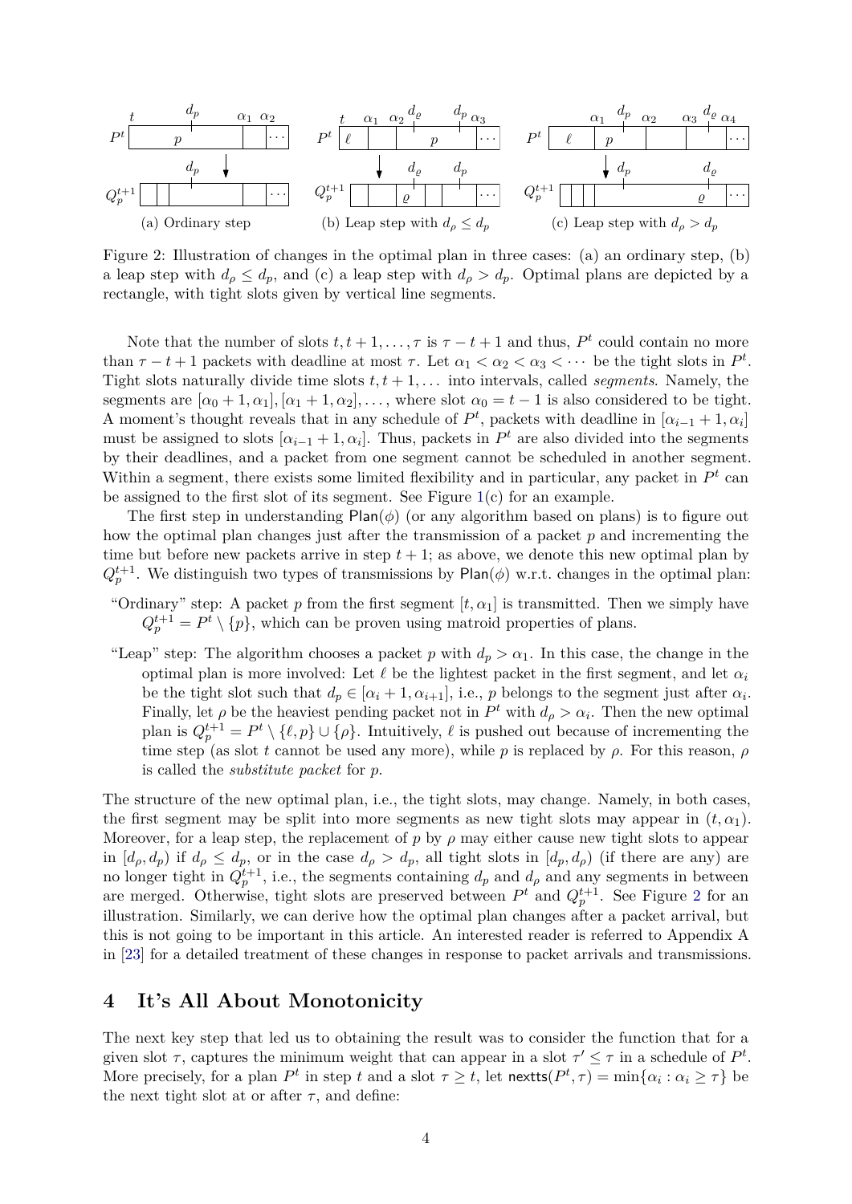Figure 2: Illustration of changes in the optimal plan in three cases: (a) an ordinary step, (b) a leap step with $d_\rho \le d_p$, and (c) a leap step with $d_\rho > d_p$. Optimal plans are depicted by a rectangle, with tight slots given by vertical line segments.

Note that the number of slots $t, t+1, \dots, \tau$ is $\tau - t + 1$ and thus, $P^t$ could contain no more than $\tau - t + 1$ packets with deadline at most $\tau$. Let $\alpha_1 < \alpha_2 < \alpha_3 < \cdots$ be the tight slots in $P^t$. Tight slots naturally divide time slots $t, t+1, \dots$ into intervals, called *segments*. Namely, the segments are $[\alpha_0 + 1, \alpha_1], [\alpha_1 + 1, \alpha_2], \dots$, where slot $\alpha_0 = t - 1$ is also considered to be tight. A moment's thought reveals that in any schedule of $P^t$, packets with deadline in $[\alpha_{i-1} + 1, \alpha_i]$ must be assigned to slots $[\alpha_{i-1} + 1, \alpha_i]$. Thus, packets in $P^t$ are also divided into the segments by their deadlines, and a packet from one segment cannot be scheduled in another segment. Within a segment, there exists some limited flexibility and in particular, any packet in $P^t$ can be assigned to the first slot of its segment. See Figure 1(c) for an example.

The first step in understanding $\mathsf{Plan}(\phi)$ (or any algorithm based on plans) is to figure out how the optimal plan changes just after the transmission of a packet $p$ and incrementing the time but before new packets arrive in step $t+1$; as above, we denote this new optimal plan by $Q_p^{t+1}$. We distinguish two types of transmissions by $\mathsf{Plan}(\phi)$ w.r.t. changes in the optimal plan:

- "Ordinary" step: A packet $p$ from the first segment $[t, \alpha_1]$ is transmitted. Then we simply have $Q_p^{t+1} = P^t \setminus \{p\}$, which can be proven using matroid properties of plans.
- "Leap" step: The algorithm chooses a packet $p$ with $d_p > \alpha_1$. In this case, the change in the optimal plan is more involved: Let $\ell$ be the lightest packet in the first segment, and let $\alpha_i$ be the tight slot such that $d_p \in [\alpha_i + 1, \alpha_{i+1}]$, i.e., $p$ belongs to the segment just after $\alpha_i$. Finally, let $\rho$ be the heaviest pending packet not in $P^t$ with $d_\rho > \alpha_i$. Then the new optimal plan is $Q_p^{t+1} = P^t \setminus \{\ell, p\} \cup \{\rho\}$. Intuitively, $\ell$ is pushed out because of incrementing the time step (as slot $t$ cannot be used any more), while $p$ is replaced by $\rho$. For this reason, $\rho$ is called the *substitute packet* for $p$.

The structure of the new optimal plan, i.e., the tight slots, may change. Namely, in both cases, the first segment may be split into more segments as new tight slots may appear in $(t, \alpha_1)$. Moreover, for a leap step, the replacement of $p$ by $\rho$ may either cause new tight slots to appear in $[d_\rho, d_p)$ if $d_\rho \le d_p$, or in the case $d_\rho > d_p$, all tight slots in $[d_p, d_\rho)$ (if there are any) are no longer tight in $Q_p^{t+1}$, i.e., the segments containing $d_p$ and $d_\rho$ and any segments in between are merged. Otherwise, tight slots are preserved between $P^t$ and $Q_p^{t+1}$. See Figure 2 for an illustration. Similarly, we can derive how the optimal plan changes after a packet arrival, but this is not going to be important in this article. An interested reader is referred to Appendix A in [23] for a detailed treatment of these changes in response to packet arrivals and transmissions.

# 4 It's All About Monotonicity

The next key step that led us to obtaining the result was to consider the function that for a given slot $\tau$, captures the minimum weight that can appear in a slot $\tau' \le \tau$ in a schedule of $P^t$. More precisely, for a plan $P^t$ in step $t$ and a slot $\tau \ge t$, let $\mathsf{nextts}(P^t, \tau) = \min\{\alpha_i : \alpha_i \ge \tau\}$ be the next tight slot at or after $\tau$, and define: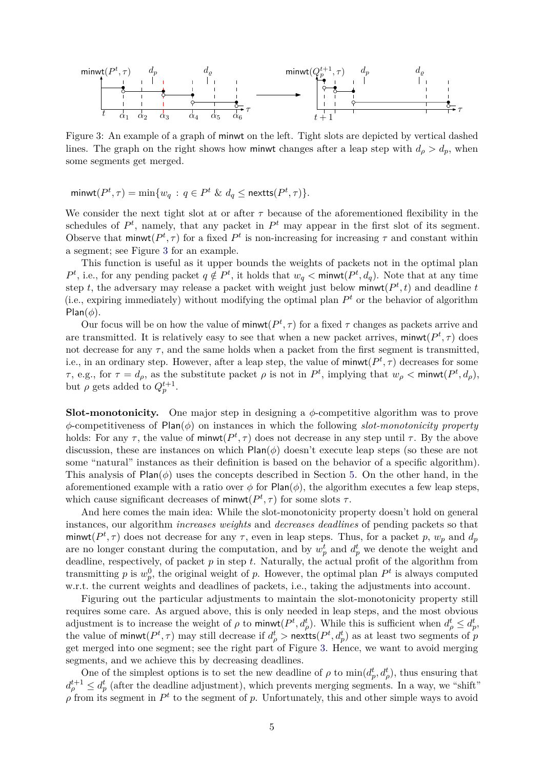Figure 3: An example of a graph of minwt on the left. Tight slots are depicted by vertical dashed lines. The graph on the right shows how minwt changes after a leap step with $d_\rho > d_p$, when some segments get merged.

$$\mathsf{minwt}(P^t, \tau) = \min\{w_q \,:\, q \in P^t \;\&\; d_q \le \mathsf{nextts}(P^t, \tau)\}.$$

We consider the next tight slot at or after $\tau$ because of the aforementioned flexibility in the schedules of $P^t$, namely, that any packet in $P^t$ may appear in the first slot of its segment. Observe that $\mathsf{minwt}(P^t, \tau)$ for a fixed $P^t$ is non-increasing for increasing $\tau$ and constant within a segment; see Figure 3 for an example.

This function is useful as it upper bounds the weights of packets not in the optimal plan $P^t$, i.e., for any pending packet $q \notin P^t$, it holds that $w_q < \mathsf{minwt}(P^t, d_q)$. Note that at any time step $t$, the adversary may release a packet with weight just below $\mathsf{minwt}(P^t, t)$ and deadline $t$ (i.e., expiring immediately) without modifying the optimal plan $P^t$ or the behavior of algorithm $\mathsf{Plan}(\phi)$.

Our focus will be on how the value of $\mathsf{minwt}(P^t, \tau)$ for a fixed $\tau$ changes as packets arrive and are transmitted. It is relatively easy to see that when a new packet arrives, $\mathsf{minwt}(P^t, \tau)$ does not decrease for any $\tau$, and the same holds when a packet from the first segment is transmitted, i.e., in an ordinary step. However, after a leap step, the value of $\mathsf{minwt}(P^t, \tau)$ decreases for some $\tau$, e.g., for $\tau = d_\rho$, as the substitute packet $\rho$ is not in $P^t$, implying that $w_\rho < \mathsf{minwt}(P^t, d_\rho)$, but $\rho$ gets added to $Q_p^{t+1}$.

**Slot-monotonicity.** One major step in designing a $\phi$-competitive algorithm was to prove $\phi$-competitiveness of $\mathsf{Plan}(\phi)$ on instances in which the following *slot-monotonicity property* holds: For any $\tau$, the value of $\mathsf{minwt}(P^t, \tau)$ does not decrease in any step until $\tau$. By the above discussion, these are instances on which $\mathsf{Plan}(\phi)$ doesn't execute leap steps (so these are not some "natural" instances as their definition is based on the behavior of a specific algorithm). This analysis of $\mathsf{Plan}(\phi)$ uses the concepts described in Section 5. On the other hand, in the aforementioned example with a ratio over $\phi$ for $\mathsf{Plan}(\phi)$, the algorithm executes a few leap steps, which cause significant decreases of $\mathsf{minwt}(P^t, \tau)$ for some slots $\tau$.

And here comes the main idea: While the slot-monotonicity property doesn't hold on general instances, our algorithm *increases weights* and *decreases deadlines* of pending packets so that $\mathsf{minwt}(P^t, \tau)$ does not decrease for any $\tau$, even in leap steps. Thus, for a packet $p$, $w_p$ and $d_p$ are no longer constant during the computation, and by $w_p^t$ and $d_p^t$ we denote the weight and deadline, respectively, of packet $p$ in step $t$. Naturally, the actual profit of the algorithm from transmitting $p$ is $w_p^0$, the original weight of $p$. However, the optimal plan $P^t$ is always computed w.r.t. the current weights and deadlines of packets, i.e., taking the adjustments into account.

Figuring out the particular adjustments to maintain the slot-monotonicity property still requires some care. As argued above, this is only needed in leap steps, and the most obvious adjustment is to increase the weight of $\rho$ to $\mathsf{minwt}(P^t, d_\rho^t)$. While this is sufficient when $d_\rho^t \le d_p^t$, the value of $\mathsf{minwt}(P^t, \tau)$ may still decrease if $d_\rho^t > \mathsf{nextts}(P^t, d_p^t)$ as at least two segments of $p$ get merged into one segment; see the right part of Figure 3. Hence, we want to avoid merging segments, and we achieve this by decreasing deadlines.

One of the simplest options is to set the new deadline of $\rho$ to $\min(d_p^t, d_\rho^t)$, thus ensuring that $d_\rho^{t+1} \le d_p^t$ (after the deadline adjustment), which prevents merging segments. In a way, we "shift" $\rho$ from its segment in $P^t$ to the segment of $p$. Unfortunately, this and other simple ways to avoid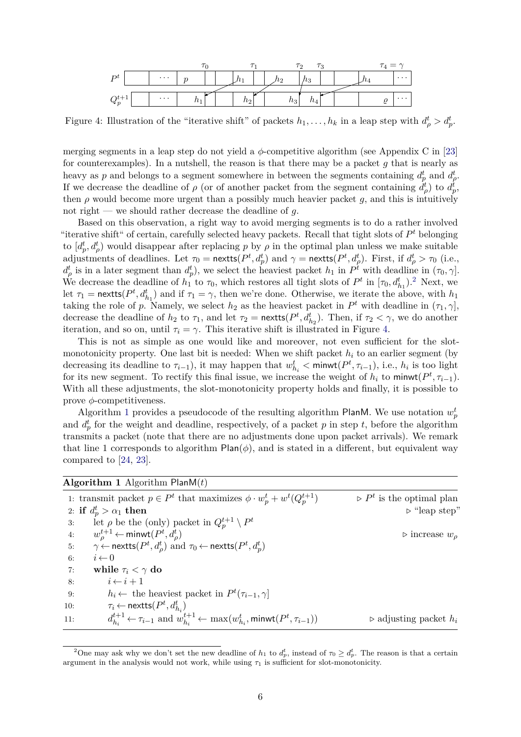Figure 4: Illustration of the "iterative shift" of packets $h_1, \ldots, h_k$ in a leap step with $d^t_\rho > d^t_p$.

merging segments in a leap step do not yield a $\phi$-competitive algorithm (see Appendix C in [23] for counterexamples). In a nutshell, the reason is that there may be a packet $g$ that is nearly as heavy as $p$ and belongs to a segment somewhere in between the segments containing $d^t_p$ and $d^t_\rho$. If we decrease the deadline of $\rho$ (or of another packet from the segment containing $d^t_\rho$) to $d^t_p$, then $\rho$ would become more urgent than a possibly much heavier packet $g$, and this is intuitively not right — we should rather decrease the deadline of $g$.

Based on this observation, a right way to avoid merging segments is to do a rather involved "iterative shift" of certain, carefully selected heavy packets. Recall that tight slots of $P^t$ belonging to $[d^t_p, d^t_\rho)$ would disappear after replacing $p$ by $\rho$ in the optimal plan unless we make suitable adjustments of deadlines. Let $\tau_0 = \mathsf{nextts}(P^t, d^t_p)$ and $\gamma = \mathsf{nextts}(P^t, d^t_\rho)$. First, if $d^t_\rho > \tau_0$ (i.e., $d^t_\rho$ is in a later segment than $d^t_p$), we select the heaviest packet $h_1$ in $P^t$ with deadline in $(\tau_0, \gamma]$. We decrease the deadline of $h_1$ to $\tau_0$, which restores all tight slots of $P^t$ in $[\tau_0, d^t_{h_1})$.[2] Next, we let $\tau_1 = \mathsf{nextts}(P^t, d^t_{h_1})$ and if $\tau_1 = \gamma$, then we're done. Otherwise, we iterate the above, with $h_1$ taking the role of $p$. Namely, we select $h_2$ as the heaviest packet in $P^t$ with deadline in $(\tau_1, \gamma]$, decrease the deadline of $h_2$ to $\tau_1$, and let $\tau_2 = \mathsf{nextts}(P^t, d^t_{h_2})$. Then, if $\tau_2 < \gamma$, we do another iteration, and so on, until $\tau_i = \gamma$. This iterative shift is illustrated in Figure 4.

This is not as simple as one would like and moreover, not even sufficient for the slot-monotonicity property. One last bit is needed: When we shift packet $h_i$ to an earlier segment (by decreasing its deadline to $\tau_{i-1}$), it may happen that $w^t_{h_i} < \mathsf{minwt}(P^t, \tau_{i-1})$, i.e., $h_i$ is too light for its new segment. To rectify this final issue, we increase the weight of $h_i$ to $\mathsf{minwt}(P^t, \tau_{i-1})$. With all these adjustments, the slot-monotonicity property holds and finally, it is possible to prove $\phi$-competitiveness.

Algorithm 1 provides a pseudocode of the resulting algorithm $\mathsf{PlanM}$. We use notation $w^t_p$ and $d^t_p$ for the weight and deadline, respectively, of a packet $p$ in step $t$, before the algorithm transmits a packet (note that there are no adjustments done upon packet arrivals). We remark that line 1 corresponds to algorithm $\mathsf{Plan}(\phi)$, and is stated in a different, but equivalent way compared to [24, 23].

**Algorithm 1** Algorithm $\mathsf{PlanM}(t)$

```
1: transmit packet p ∈ P^t that maximizes φ · w^t_p + w^t(Q^{t+1}_p)     ▷ P^t is the optimal plan
2: if d^t_p > α_1 then                                                    ▷ "leap step"
3:     let ρ be the (only) packet in Q^{t+1}_p \ P^t
4:     w^{t+1}_ρ ← minwt(P^t, d^t_ρ)                                       ▷ increase w_ρ
5:     γ ← nextts(P^t, d^t_ρ) and τ_0 ← nextts(P^t, d^t_p)
6:     i ← 0
7:     while τ_i < γ do
8:         i ← i + 1
9:         h_i ← the heaviest packet in P^t(τ_{i-1}, γ]
10:        τ_i ← nextts(P^t, d^t_{h_i})
11:        d^{t+1}_{h_i} ← τ_{i-1} and w^{t+1}_{h_i} ← max(w^t_{h_i}, minwt(P^t, τ_{i-1}))   ▷ adjusting packet h_i
```

[2] One may ask why we don't set the new deadline of $h_1$ to $d^t_p$, instead of $\tau_0 \geq d^t_p$. The reason is that a certain argument in the analysis would not work, while using $\tau_1$ is sufficient for slot-monotonicity.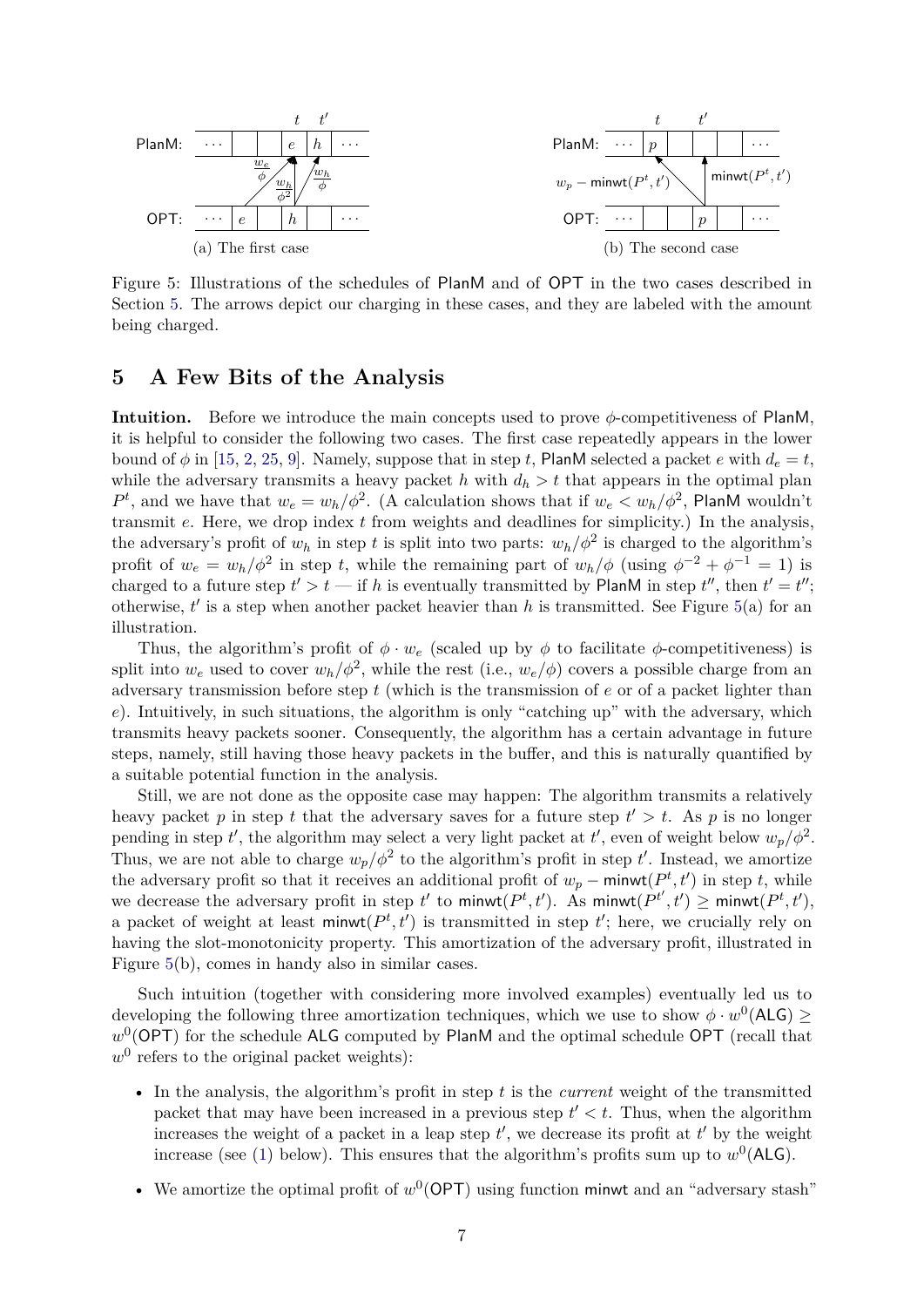Figure 5: Illustrations of the schedules of PlanM and of OPT in the two cases described in Section 5. The arrows depict our charging in these cases, and they are labeled with the amount being charged.

(a) The first case

(b) The second case

## 5 A Few Bits of the Analysis

**Intuition.** Before we introduce the main concepts used to prove $\phi$-competitiveness of PlanM, it is helpful to consider the following two cases. The first case repeatedly appears in the lower bound of $\phi$ in [15, 2, 25, 9]. Namely, suppose that in step $t$, PlanM selected a packet $e$ with $d_e = t$, while the adversary transmits a heavy packet $h$ with $d_h > t$ that appears in the optimal plan $P^t$, and we have that $w_e = w_h/\phi^2$. (A calculation shows that if $w_e < w_h/\phi^2$, PlanM wouldn't transmit $e$. Here, we drop index $t$ from weights and deadlines for simplicity.) In the analysis, the adversary's profit of $w_h$ in step $t$ is split into two parts: $w_h/\phi^2$ is charged to the algorithm's profit of $w_e = w_h/\phi^2$ in step $t$, while the remaining part of $w_h/\phi$ (using $\phi^{-2} + \phi^{-1} = 1$) is charged to a future step $t' > t$ — if $h$ is eventually transmitted by PlanM in step $t''$, then $t' = t''$; otherwise, $t'$ is a step when another packet heavier than $h$ is transmitted. See Figure 5(a) for an illustration.

Thus, the algorithm's profit of $\phi \cdot w_e$ (scaled up by $\phi$ to facilitate $\phi$-competitiveness) is split into $w_e$ used to cover $w_h/\phi^2$, while the rest (i.e., $w_e/\phi$) covers a possible charge from an adversary transmission before step $t$ (which is the transmission of $e$ or of a packet lighter than $e$). Intuitively, in such situations, the algorithm is only "catching up" with the adversary, which transmits heavy packets sooner. Consequently, the algorithm has a certain advantage in future steps, namely, still having those heavy packets in the buffer, and this is naturally quantified by a suitable potential function in the analysis.

Still, we are not done as the opposite case may happen: The algorithm transmits a relatively heavy packet $p$ in step $t$ that the adversary saves for a future step $t' > t$. As $p$ is no longer pending in step $t'$, the algorithm may select a very light packet at $t'$, even of weight below $w_p/\phi^2$. Thus, we are not able to charge $w_p/\phi^2$ to the algorithm's profit in step $t'$. Instead, we amortize the adversary profit so that it receives an additional profit of $w_p - \mathsf{minwt}(P^t, t')$ in step $t$, while we decrease the adversary profit in step $t'$ to $\mathsf{minwt}(P^t, t')$. As $\mathsf{minwt}(P^{t'}, t') \geq \mathsf{minwt}(P^t, t')$, a packet of weight at least $\mathsf{minwt}(P^t, t')$ is transmitted in step $t'$; here, we crucially rely on having the slot-monotonicity property. This amortization of the adversary profit, illustrated in Figure 5(b), comes in handy also in similar cases.

Such intuition (together with considering more involved examples) eventually led us to developing the following three amortization techniques, which we use to show $\phi \cdot w^0(\mathsf{ALG}) \geq w^0(\mathsf{OPT})$ for the schedule ALG computed by PlanM and the optimal schedule OPT (recall that $w^0$ refers to the original packet weights):

- In the analysis, the algorithm's profit in step $t$ is the *current* weight of the transmitted packet that may have been increased in a previous step $t' < t$. Thus, when the algorithm increases the weight of a packet in a leap step $t'$, we decrease its profit at $t'$ by the weight increase (see (1) below). This ensures that the algorithm's profits sum up to $w^0(\mathsf{ALG})$.
- We amortize the optimal profit of $w^0(\mathsf{OPT})$ using function minwt and an "adversary stash"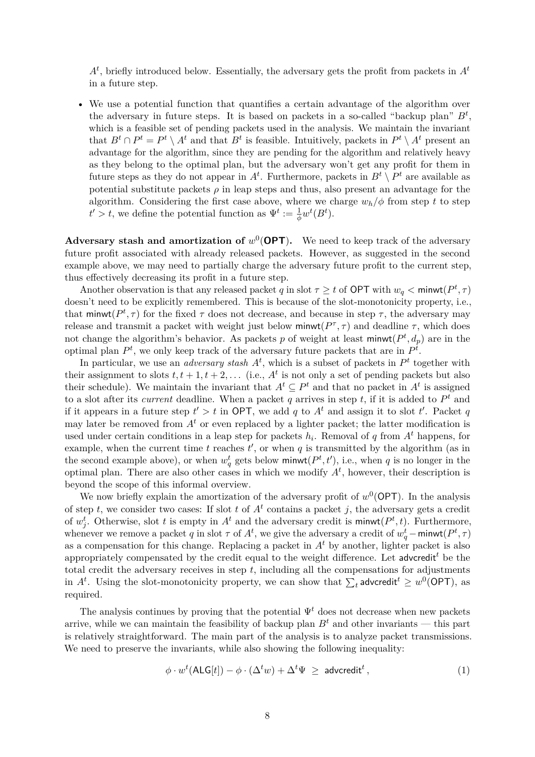$A^t$, briefly introduced below. Essentially, the adversary gets the profit from packets in $A^t$ in a future step.

- We use a potential function that quantifies a certain advantage of the algorithm over the adversary in future steps. It is based on packets in a so-called "backup plan" $B^t$, which is a feasible set of pending packets used in the analysis. We maintain the invariant that $B^t \cap P^t = P^t \setminus A^t$ and that $B^t$ is feasible. Intuitively, packets in $P^t \setminus A^t$ present an advantage for the algorithm, since they are pending for the algorithm and relatively heavy as they belong to the optimal plan, but the adversary won't get any profit for them in future steps as they do not appear in $A^t$. Furthermore, packets in $B^t \setminus P^t$ are available as potential substitute packets $\rho$ in leap steps and thus, also present an advantage for the algorithm. Considering the first case above, where we charge $w_h/\phi$ from step $t$ to step $t' > t$, we define the potential function as $\Psi^t := \frac{1}{\phi} w^t(B^t)$.

**Adversary stash and amortization of $w^0(\mathsf{OPT})$.** We need to keep track of the adversary future profit associated with already released packets. However, as suggested in the second example above, we may need to partially charge the adversary future profit to the current step, thus effectively decreasing its profit in a future step.

Another observation is that any released packet $q$ in slot $\tau \geq t$ of $\mathsf{OPT}$ with $w_q < \mathsf{minwt}(P^t, \tau)$ doesn't need to be explicitly remembered. This is because of the slot-monotonicity property, i.e., that $\mathsf{minwt}(P^t, \tau)$ for the fixed $\tau$ does not decrease, and because in step $\tau$, the adversary may release and transmit a packet with weight just below $\mathsf{minwt}(P^\tau, \tau)$ and deadline $\tau$, which does not change the algorithm's behavior. As packets $p$ of weight at least $\mathsf{minwt}(P^t, d_p)$ are in the optimal plan $P^t$, we only keep track of the adversary future packets that are in $P^t$.

In particular, we use an *adversary stash* $A^t$, which is a subset of packets in $P^t$ together with their assignment to slots $t, t+1, t+2, \ldots$ (i.e., $A^t$ is not only a set of pending packets but also their schedule). We maintain the invariant that $A^t \subseteq P^t$ and that no packet in $A^t$ is assigned to a slot after its *current* deadline. When a packet $q$ arrives in step $t$, if it is added to $P^t$ and if it appears in a future step $t' > t$ in $\mathsf{OPT}$, we add $q$ to $A^t$ and assign it to slot $t'$. Packet $q$ may later be removed from $A^t$ or even replaced by a lighter packet; the latter modification is used under certain conditions in a leap step for packets $h_i$. Removal of $q$ from $A^t$ happens, for example, when the current time $t$ reaches $t'$, or when $q$ is transmitted by the algorithm (as in the second example above), or when $w^t_q$ gets below $\mathsf{minwt}(P^t, t')$, i.e., when $q$ is no longer in the optimal plan. There are also other cases in which we modify $A^t$, however, their description is beyond the scope of this informal overview.

We now briefly explain the amortization of the adversary profit of $w^0(\mathsf{OPT})$. In the analysis of step $t$, we consider two cases: If slot $t$ of $A^t$ contains a packet $j$, the adversary gets a credit of $w^t_j$. Otherwise, slot $t$ is empty in $A^t$ and the adversary credit is $\mathsf{minwt}(P^t, t)$. Furthermore, whenever we remove a packet $q$ in slot $\tau$ of $A^t$, we give the adversary a credit of $w^t_q - \mathsf{minwt}(P^t, \tau)$ as a compensation for this change. Replacing a packet in $A^t$ by another, lighter packet is also appropriately compensated by the credit equal to the weight difference. Let $\mathsf{advcredit}^t$ be the total credit the adversary receives in step $t$, including all the compensations for adjustments in $A^t$. Using the slot-monotonicity property, we can show that $\sum_t \mathsf{advcredit}^t \geq w^0(\mathsf{OPT})$, as required.

The analysis continues by proving that the potential $\Psi^t$ does not decrease when new packets arrive, while we can maintain the feasibility of backup plan $B^t$ and other invariants — this part is relatively straightforward. The main part of the analysis is to analyze packet transmissions. We need to preserve the invariants, while also showing the following inequality:

$$\phi \cdot w^t(\mathsf{ALG}[t]) - \phi \cdot (\Delta^t w) + \Delta^t \Psi \;\geq\; \mathsf{advcredit}^t \,, \tag{1}$$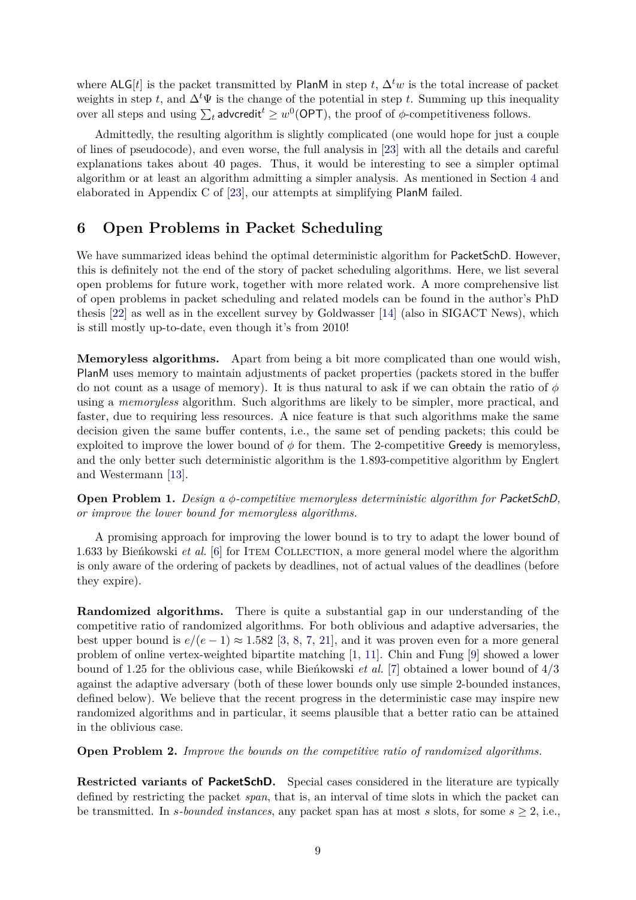where $\mathsf{ALG}[t]$ is the packet transmitted by PlanM in step $t$, $\Delta^t w$ is the total increase of packet weights in step $t$, and $\Delta^t \Psi$ is the change of the potential in step $t$. Summing up this inequality over all steps and using $\sum_t \mathsf{advcredit}^t \geq w^0(\mathsf{OPT})$, the proof of $\phi$-competitiveness follows.

Admittedly, the resulting algorithm is slightly complicated (one would hope for just a couple of lines of pseudocode), and even worse, the full analysis in [23] with all the details and careful explanations takes about 40 pages. Thus, it would be interesting to see a simpler optimal algorithm or at least an algorithm admitting a simpler analysis. As mentioned in Section 4 and elaborated in Appendix C of [23], our attempts at simplifying PlanM failed.

## 6 Open Problems in Packet Scheduling

We have summarized ideas behind the optimal deterministic algorithm for PacketSchD. However, this is definitely not the end of the story of packet scheduling algorithms. Here, we list several open problems for future work, together with more related work. A more comprehensive list of open problems in packet scheduling and related models can be found in the author's PhD thesis [22] as well as in the excellent survey by Goldwasser [14] (also in SIGACT News), which is still mostly up-to-date, even though it's from 2010!

**Memoryless algorithms.** Apart from being a bit more complicated than one would wish, PlanM uses memory to maintain adjustments of packet properties (packets stored in the buffer do not count as a usage of memory). It is thus natural to ask if we can obtain the ratio of $\phi$ using a *memoryless* algorithm. Such algorithms are likely to be simpler, more practical, and faster, due to requiring less resources. A nice feature is that such algorithms make the same decision given the same buffer contents, i.e., the same set of pending packets; this could be exploited to improve the lower bound of $\phi$ for them. The 2-competitive Greedy is memoryless, and the only better such deterministic algorithm is the 1.893-competitive algorithm by Englert and Westermann [13].

**Open Problem 1.** *Design a $\phi$-competitive memoryless deterministic algorithm for PacketSchD, or improve the lower bound for memoryless algorithms.*

A promising approach for improving the lower bound is to try to adapt the lower bound of 1.633 by Bieńkowski *et al.* [6] for Item Collection, a more general model where the algorithm is only aware of the ordering of packets by deadlines, not of actual values of the deadlines (before they expire).

**Randomized algorithms.** There is quite a substantial gap in our understanding of the competitive ratio of randomized algorithms. For both oblivious and adaptive adversaries, the best upper bound is $e/(e-1) \approx 1.582$ [3, 8, 7, 21], and it was proven even for a more general problem of online vertex-weighted bipartite matching [1, 11]. Chin and Fung [9] showed a lower bound of 1.25 for the oblivious case, while Bieńkowski *et al.* [7] obtained a lower bound of 4/3 against the adaptive adversary (both of these lower bounds only use simple 2-bounded instances, defined below). We believe that the recent progress in the deterministic case may inspire new randomized algorithms and in particular, it seems plausible that a better ratio can be attained in the oblivious case.

**Open Problem 2.** *Improve the bounds on the competitive ratio of randomized algorithms.*

**Restricted variants of PacketSchD.** Special cases considered in the literature are typically defined by restricting the packet *span*, that is, an interval of time slots in which the packet can be transmitted. In *s-bounded instances*, any packet span has at most $s$ slots, for some $s \geq 2$, i.e.,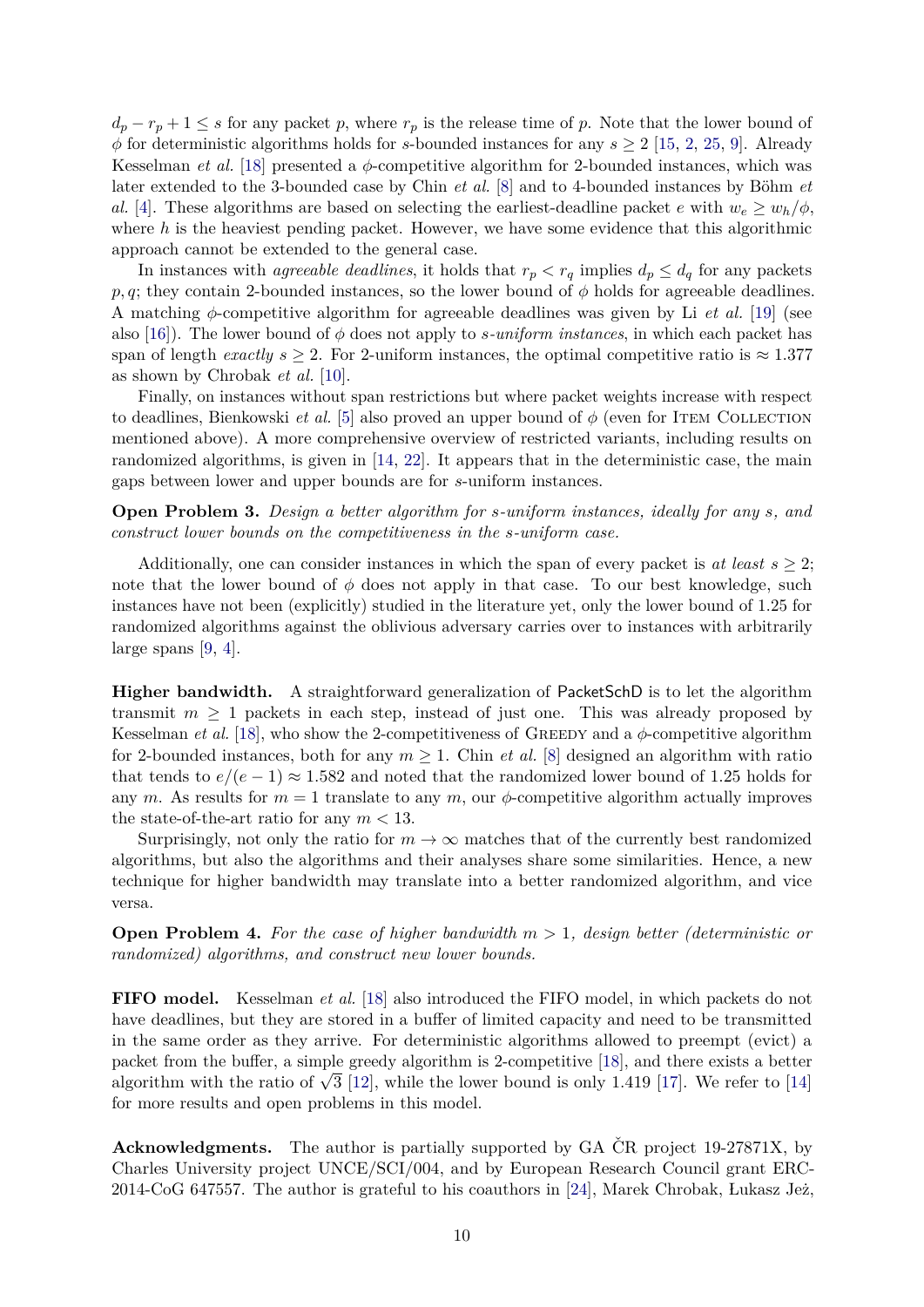$d_p - r_p + 1 \leq s$ for any packet $p$, where $r_p$ is the release time of $p$. Note that the lower bound of $\phi$ for deterministic algorithms holds for $s$-bounded instances for any $s \geq 2$ [15, 2, 25, 9]. Already Kesselman *et al.* [18] presented a $\phi$-competitive algorithm for 2-bounded instances, which was later extended to the 3-bounded case by Chin *et al.* [8] and to 4-bounded instances by Böhm *et al.* [4]. These algorithms are based on selecting the earliest-deadline packet $e$ with $w_e \geq w_h/\phi$, where $h$ is the heaviest pending packet. However, we have some evidence that this algorithmic approach cannot be extended to the general case.

In instances with *agreeable deadlines*, it holds that $r_p < r_q$ implies $d_p \leq d_q$ for any packets $p, q$; they contain 2-bounded instances, so the lower bound of $\phi$ holds for agreeable deadlines. A matching $\phi$-competitive algorithm for agreeable deadlines was given by Li *et al.* [19] (see also [16]). The lower bound of $\phi$ does not apply to *s-uniform instances*, in which each packet has span of length *exactly* $s \geq 2$. For 2-uniform instances, the optimal competitive ratio is $\approx 1.377$ as shown by Chrobak *et al.* [10].

Finally, on instances without span restrictions but where packet weights increase with respect to deadlines, Bienkowski *et al.* [5] also proved an upper bound of $\phi$ (even for Item Collection mentioned above). A more comprehensive overview of restricted variants, including results on randomized algorithms, is given in [14, 22]. It appears that in the deterministic case, the main gaps between lower and upper bounds are for $s$-uniform instances.

**Open Problem 3.** *Design a better algorithm for s-uniform instances, ideally for any s, and construct lower bounds on the competitiveness in the s-uniform case.*

Additionally, one can consider instances in which the span of every packet is *at least* $s \geq 2$; note that the lower bound of $\phi$ does not apply in that case. To our best knowledge, such instances have not been (explicitly) studied in the literature yet, only the lower bound of 1.25 for randomized algorithms against the oblivious adversary carries over to instances with arbitrarily large spans [9, 4].

**Higher bandwidth.** A straightforward generalization of PacketSchD is to let the algorithm transmit $m \geq 1$ packets in each step, instead of just one. This was already proposed by Kesselman *et al.* [18], who show the 2-competitiveness of Greedy and a $\phi$-competitive algorithm for 2-bounded instances, both for any $m \geq 1$. Chin *et al.* [8] designed an algorithm with ratio that tends to $e/(e-1) \approx 1.582$ and noted that the randomized lower bound of 1.25 holds for any $m$. As results for $m = 1$ translate to any $m$, our $\phi$-competitive algorithm actually improves the state-of-the-art ratio for any $m < 13$.

Surprisingly, not only the ratio for $m \to \infty$ matches that of the currently best randomized algorithms, but also the algorithms and their analyses share some similarities. Hence, a new technique for higher bandwidth may translate into a better randomized algorithm, and vice versa.

**Open Problem 4.** *For the case of higher bandwidth $m > 1$, design better (deterministic or randomized) algorithms, and construct new lower bounds.*

**FIFO model.** Kesselman *et al.* [18] also introduced the FIFO model, in which packets do not have deadlines, but they are stored in a buffer of limited capacity and need to be transmitted in the same order as they arrive. For deterministic algorithms allowed to preempt (evict) a packet from the buffer, a simple greedy algorithm is 2-competitive [18], and there exists a better algorithm with the ratio of $\sqrt{3}$ [12], while the lower bound is only 1.419 [17]. We refer to [14] for more results and open problems in this model.

**Acknowledgments.** The author is partially supported by GA ČR project 19-27871X, by Charles University project UNCE/SCI/004, and by European Research Council grant ERC-2014-CoG 647557. The author is grateful to his coauthors in [24], Marek Chrobak, Łukasz Jeż,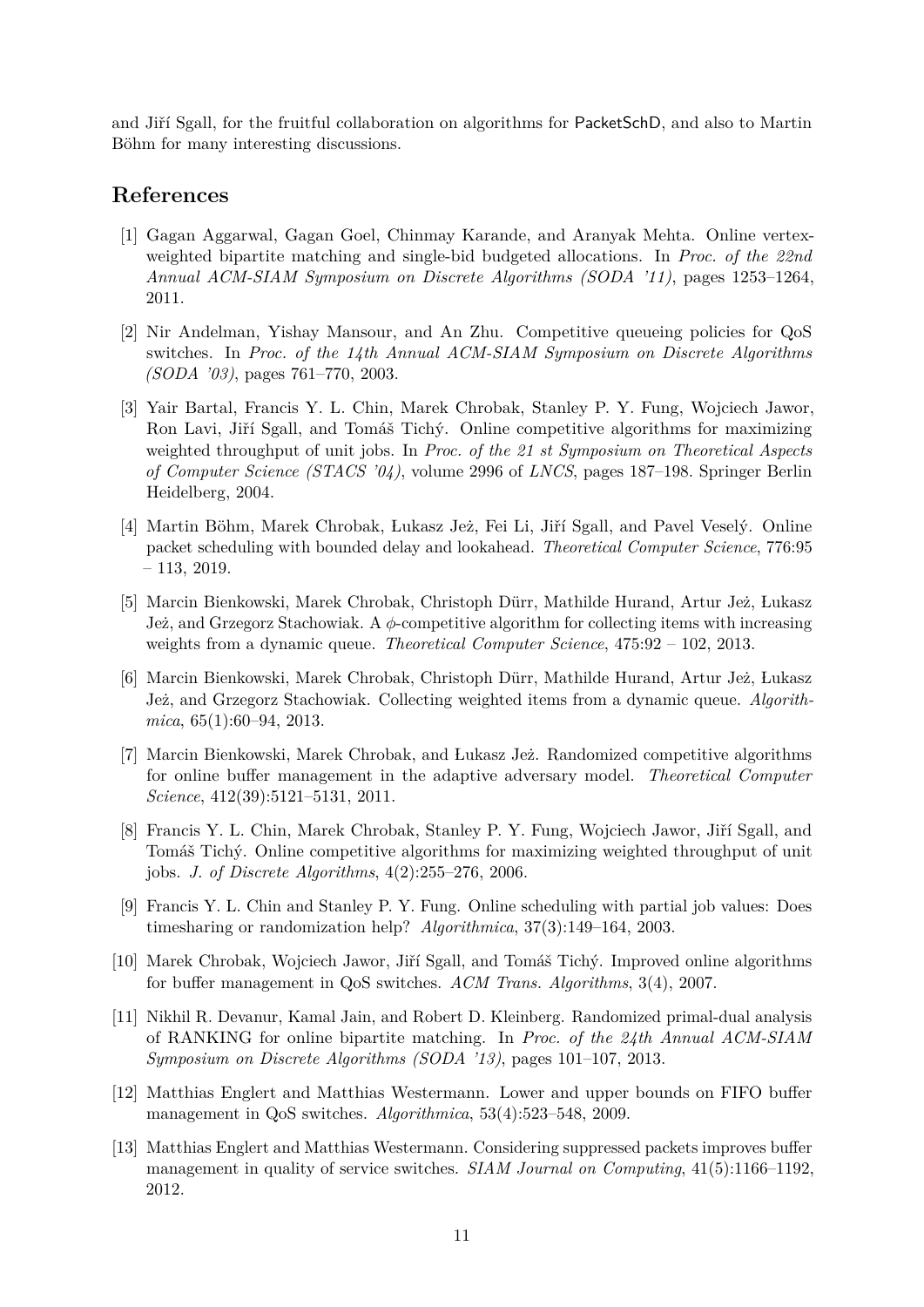and Jiří Sgall, for the fruitful collaboration on algorithms for PacketSchD, and also to Martin Böhm for many interesting discussions.

## References

[1] Gagan Aggarwal, Gagan Goel, Chinmay Karande, and Aranyak Mehta. Online vertex-weighted bipartite matching and single-bid budgeted allocations. In *Proc. of the 22nd Annual ACM-SIAM Symposium on Discrete Algorithms (SODA '11)*, pages 1253–1264, 2011.

[2] Nir Andelman, Yishay Mansour, and An Zhu. Competitive queueing policies for QoS switches. In *Proc. of the 14th Annual ACM-SIAM Symposium on Discrete Algorithms (SODA '03)*, pages 761–770, 2003.

[3] Yair Bartal, Francis Y. L. Chin, Marek Chrobak, Stanley P. Y. Fung, Wojciech Jawor, Ron Lavi, Jiří Sgall, and Tomáš Tichý. Online competitive algorithms for maximizing weighted throughput of unit jobs. In *Proc. of the 21 st Symposium on Theoretical Aspects of Computer Science (STACS '04)*, volume 2996 of *LNCS*, pages 187–198. Springer Berlin Heidelberg, 2004.

[4] Martin Böhm, Marek Chrobak, Łukasz Jeż, Fei Li, Jiří Sgall, and Pavel Veselý. Online packet scheduling with bounded delay and lookahead. *Theoretical Computer Science*, 776:95 – 113, 2019.

[5] Marcin Bienkowski, Marek Chrobak, Christoph Dürr, Mathilde Hurand, Artur Jeż, Łukasz Jeż, and Grzegorz Stachowiak. A $\phi$-competitive algorithm for collecting items with increasing weights from a dynamic queue. *Theoretical Computer Science*, 475:92 – 102, 2013.

[6] Marcin Bienkowski, Marek Chrobak, Christoph Dürr, Mathilde Hurand, Artur Jeż, Łukasz Jeż, and Grzegorz Stachowiak. Collecting weighted items from a dynamic queue. *Algorithmica*, 65(1):60–94, 2013.

[7] Marcin Bienkowski, Marek Chrobak, and Łukasz Jeż. Randomized competitive algorithms for online buffer management in the adaptive adversary model. *Theoretical Computer Science*, 412(39):5121–5131, 2011.

[8] Francis Y. L. Chin, Marek Chrobak, Stanley P. Y. Fung, Wojciech Jawor, Jiří Sgall, and Tomáš Tichý. Online competitive algorithms for maximizing weighted throughput of unit jobs. *J. of Discrete Algorithms*, 4(2):255–276, 2006.

[9] Francis Y. L. Chin and Stanley P. Y. Fung. Online scheduling with partial job values: Does timesharing or randomization help? *Algorithmica*, 37(3):149–164, 2003.

[10] Marek Chrobak, Wojciech Jawor, Jiří Sgall, and Tomáš Tichý. Improved online algorithms for buffer management in QoS switches. *ACM Trans. Algorithms*, 3(4), 2007.

[11] Nikhil R. Devanur, Kamal Jain, and Robert D. Kleinberg. Randomized primal-dual analysis of RANKING for online bipartite matching. In *Proc. of the 24th Annual ACM-SIAM Symposium on Discrete Algorithms (SODA '13)*, pages 101–107, 2013.

[12] Matthias Englert and Matthias Westermann. Lower and upper bounds on FIFO buffer management in QoS switches. *Algorithmica*, 53(4):523–548, 2009.

[13] Matthias Englert and Matthias Westermann. Considering suppressed packets improves buffer management in quality of service switches. *SIAM Journal on Computing*, 41(5):1166–1192, 2012.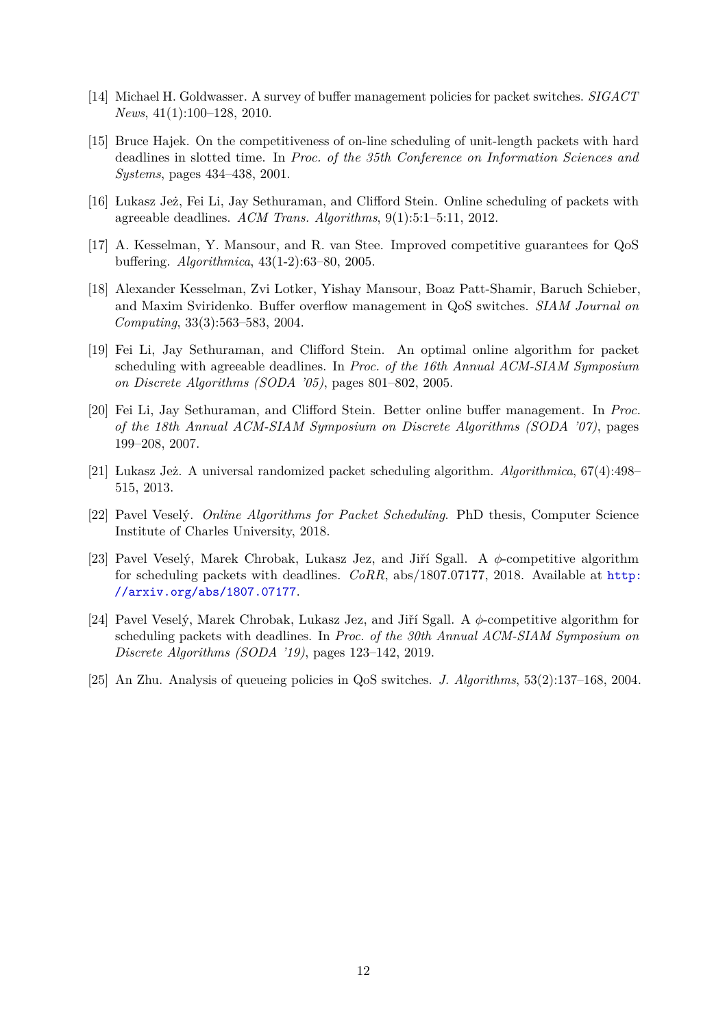[14] Michael H. Goldwasser. A survey of buffer management policies for packet switches. *SIGACT News*, 41(1):100–128, 2010.

[15] Bruce Hajek. On the competitiveness of on-line scheduling of unit-length packets with hard deadlines in slotted time. In *Proc. of the 35th Conference on Information Sciences and Systems*, pages 434–438, 2001.

[16] Łukasz Jeż, Fei Li, Jay Sethuraman, and Clifford Stein. Online scheduling of packets with agreeable deadlines. *ACM Trans. Algorithms*, 9(1):5:1–5:11, 2012.

[17] A. Kesselman, Y. Mansour, and R. van Stee. Improved competitive guarantees for QoS buffering. *Algorithmica*, 43(1-2):63–80, 2005.

[18] Alexander Kesselman, Zvi Lotker, Yishay Mansour, Boaz Patt-Shamir, Baruch Schieber, and Maxim Sviridenko. Buffer overflow management in QoS switches. *SIAM Journal on Computing*, 33(3):563–583, 2004.

[19] Fei Li, Jay Sethuraman, and Clifford Stein. An optimal online algorithm for packet scheduling with agreeable deadlines. In *Proc. of the 16th Annual ACM-SIAM Symposium on Discrete Algorithms (SODA '05)*, pages 801–802, 2005.

[20] Fei Li, Jay Sethuraman, and Clifford Stein. Better online buffer management. In *Proc. of the 18th Annual ACM-SIAM Symposium on Discrete Algorithms (SODA '07)*, pages 199–208, 2007.

[21] Łukasz Jeż. A universal randomized packet scheduling algorithm. *Algorithmica*, 67(4):498–515, 2013.

[22] Pavel Veselý. *Online Algorithms for Packet Scheduling*. PhD thesis, Computer Science Institute of Charles University, 2018.

[23] Pavel Veselý, Marek Chrobak, Lukasz Jez, and Jiří Sgall. A $\phi$-competitive algorithm for scheduling packets with deadlines. *CoRR*, abs/1807.07177, 2018. Available at http://arxiv.org/abs/1807.07177.

[24] Pavel Veselý, Marek Chrobak, Lukasz Jez, and Jiří Sgall. A $\phi$-competitive algorithm for scheduling packets with deadlines. In *Proc. of the 30th Annual ACM-SIAM Symposium on Discrete Algorithms (SODA '19)*, pages 123–142, 2019.

[25] An Zhu. Analysis of queueing policies in QoS switches. *J. Algorithms*, 53(2):137–168, 2004.